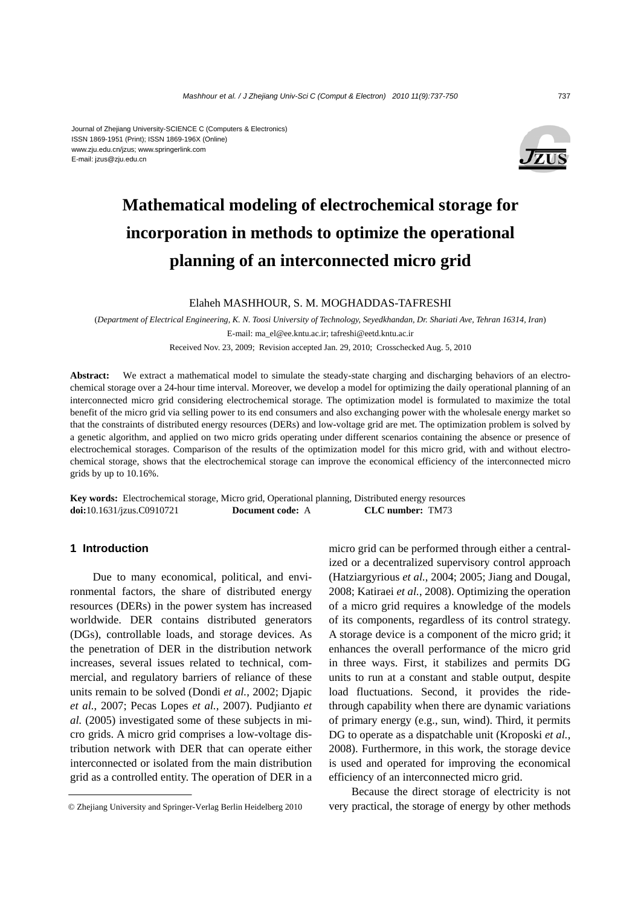Journal of Zhejiang University-SCIENCE C (Computers & Electronics)
ISSN 1869-1951 (Print); ISSN 1869-196X (Online)
www.zju.edu.cn/jzus; www.springerlink.com
E-mail: jzus@zju.edu.cn

# Mathematical modeling of electrochemical storage for incorporation in methods to optimize the operational planning of an interconnected micro grid

Elaheh MASHHOUR, S. M. MOGHADDAS-TAFRESHI

(*Department of Electrical Engineering, K. N. Toosi University of Technology, Seyedkhandan, Dr. Shariati Ave, Tehran 16314, Iran*)

E-mail: ma_el@ee.kntu.ac.ir; tafreshi@eetd.kntu.ac.ir

Received Nov. 23, 2009; Revision accepted Jan. 29, 2010; Crosschecked Aug. 5, 2010

**Abstract:** We extract a mathematical model to simulate the steady-state charging and discharging behaviors of an electrochemical storage over a 24-hour time interval. Moreover, we develop a model for optimizing the daily operational planning of an interconnected micro grid considering electrochemical storage. The optimization model is formulated to maximize the total benefit of the micro grid via selling power to its end consumers and also exchanging power with the wholesale energy market so that the constraints of distributed energy resources (DERs) and low-voltage grid are met. The optimization problem is solved by a genetic algorithm, and applied on two micro grids operating under different scenarios containing the absence or presence of electrochemical storages. Comparison of the results of the optimization model for this micro grid, with and without electrochemical storage, shows that the electrochemical storage can improve the economical efficiency of the interconnected micro grids by up to 10.16%.

**Key words:** Electrochemical storage, Micro grid, Operational planning, Distributed energy resources
**doi:**10.1631/jzus.C0910721 **Document code:** A **CLC number:** TM73

## 1 Introduction

Due to many economical, political, and environmental factors, the share of distributed energy resources (DERs) in the power system has increased worldwide. DER contains distributed generators (DGs), controllable loads, and storage devices. As the penetration of DER in the distribution network increases, several issues related to technical, commercial, and regulatory barriers of reliance of these units remain to be solved (Dondi *et al.*, 2002; Djapic *et al.*, 2007; Pecas Lopes *et al.*, 2007). Pudjianto *et al.* (2005) investigated some of these subjects in micro grids. A micro grid comprises a low-voltage distribution network with DER that can operate either interconnected or isolated from the main distribution grid as a controlled entity. The operation of DER in a micro grid can be performed through either a centralized or a decentralized supervisory control approach (Hatziargyrious *et al.*, 2004; 2005; Jiang and Dougal, 2008; Katiraei *et al.*, 2008). Optimizing the operation of a micro grid requires a knowledge of the models of its components, regardless of its control strategy. A storage device is a component of the micro grid; it enhances the overall performance of the micro grid in three ways. First, it stabilizes and permits DG units to run at a constant and stable output, despite load fluctuations. Second, it provides the ride-through capability when there are dynamic variations of primary energy (e.g., sun, wind). Third, it permits DG to operate as a dispatchable unit (Kroposki *et al.*, 2008). Furthermore, in this work, the storage device is used and operated for improving the economical efficiency of an interconnected micro grid.

Because the direct storage of electricity is not very practical, the storage of energy by other methods

© Zhejiang University and Springer-Verlag Berlin Heidelberg 2010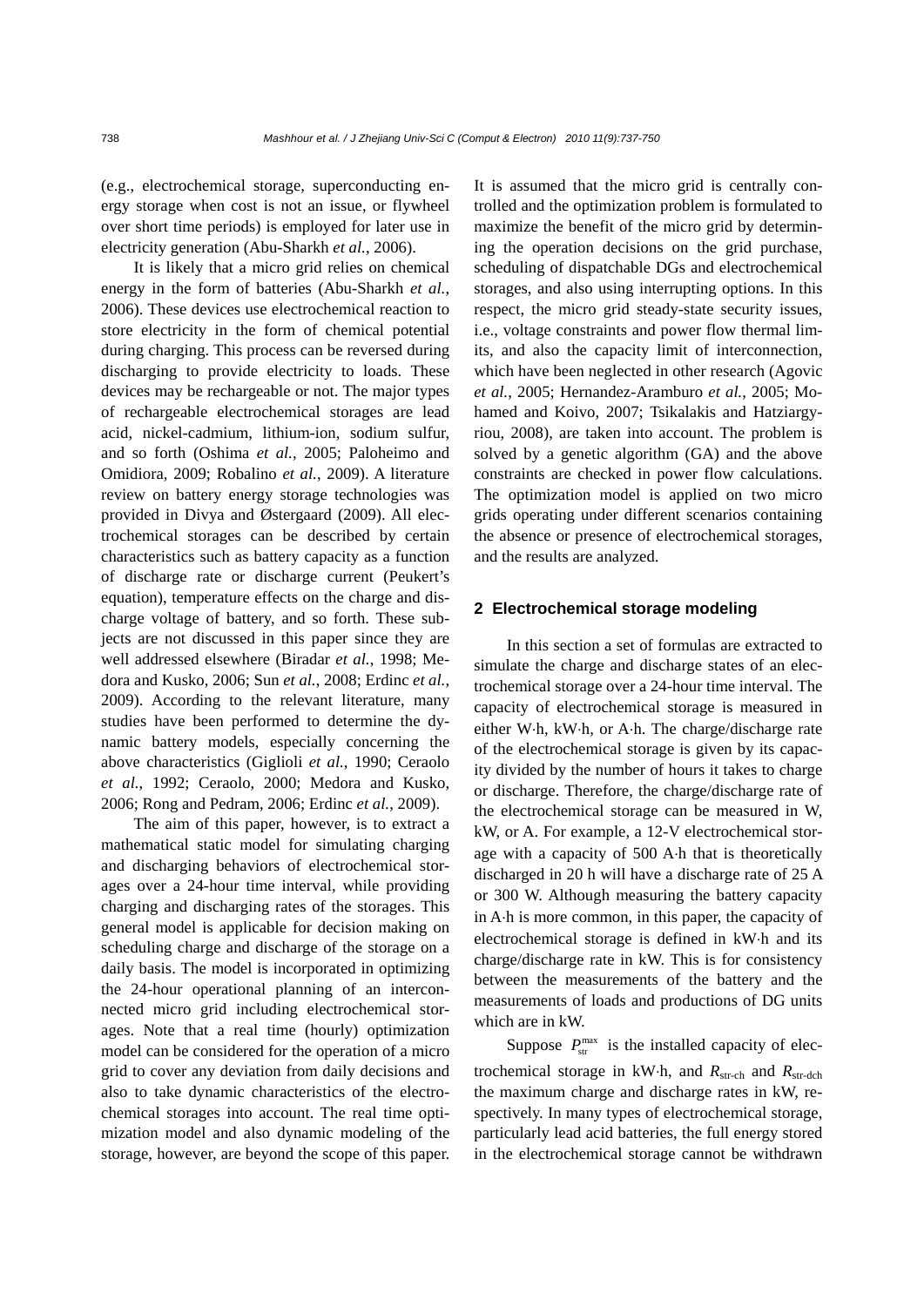(e.g., electrochemical storage, superconducting energy storage when cost is not an issue, or flywheel over short time periods) is employed for later use in electricity generation (Abu-Sharkh *et al.*, 2006).

It is likely that a micro grid relies on chemical energy in the form of batteries (Abu-Sharkh *et al.*, 2006). These devices use electrochemical reaction to store electricity in the form of chemical potential during charging. This process can be reversed during discharging to provide electricity to loads. These devices may be rechargeable or not. The major types of rechargeable electrochemical storages are lead acid, nickel-cadmium, lithium-ion, sodium sulfur, and so forth (Oshima *et al.*, 2005; Paloheimo and Omidiora, 2009; Robalino *et al.*, 2009). A literature review on battery energy storage technologies was provided in Divya and Østergaard (2009). All electrochemical storages can be described by certain characteristics such as battery capacity as a function of discharge rate or discharge current (Peukert's equation), temperature effects on the charge and discharge voltage of battery, and so forth. These subjects are not discussed in this paper since they are well addressed elsewhere (Biradar *et al.*, 1998; Medora and Kusko, 2006; Sun *et al.*, 2008; Erdinc *et al.*, 2009). According to the relevant literature, many studies have been performed to determine the dynamic battery models, especially concerning the above characteristics (Giglioli *et al.*, 1990; Ceraolo *et al.*, 1992; Ceraolo, 2000; Medora and Kusko, 2006; Rong and Pedram, 2006; Erdinc *et al.*, 2009).

The aim of this paper, however, is to extract a mathematical static model for simulating charging and discharging behaviors of electrochemical storages over a 24-hour time interval, while providing charging and discharging rates of the storages. This general model is applicable for decision making on scheduling charge and discharge of the storage on a daily basis. The model is incorporated in optimizing the 24-hour operational planning of an interconnected micro grid including electrochemical storages. Note that a real time (hourly) optimization model can be considered for the operation of a micro grid to cover any deviation from daily decisions and also to take dynamic characteristics of the electrochemical storages into account. The real time optimization model and also dynamic modeling of the storage, however, are beyond the scope of this paper. It is assumed that the micro grid is centrally controlled and the optimization problem is formulated to maximize the benefit of the micro grid by determining the operation decisions on the grid purchase, scheduling of dispatchable DGs and electrochemical storages, and also using interrupting options. In this respect, the micro grid steady-state security issues, i.e., voltage constraints and power flow thermal limits, and also the capacity limit of interconnection, which have been neglected in other research (Agovic *et al.*, 2005; Hernandez-Aramburo *et al.*, 2005; Mohamed and Koivo, 2007; Tsikalakis and Hatziargyriou, 2008), are taken into account. The problem is solved by a genetic algorithm (GA) and the above constraints are checked in power flow calculations. The optimization model is applied on two micro grids operating under different scenarios containing the absence or presence of electrochemical storages, and the results are analyzed.

## 2 Electrochemical storage modeling

In this section a set of formulas are extracted to simulate the charge and discharge states of an electrochemical storage over a 24-hour time interval. The capacity of electrochemical storage is measured in either W·h, kW·h, or A·h. The charge/discharge rate of the electrochemical storage is given by its capacity divided by the number of hours it takes to charge or discharge. Therefore, the charge/discharge rate of the electrochemical storage can be measured in W, kW, or A. For example, a 12-V electrochemical storage with a capacity of 500 A·h that is theoretically discharged in 20 h will have a discharge rate of 25 A or 300 W. Although measuring the battery capacity in A·h is more common, in this paper, the capacity of electrochemical storage is defined in kW·h and its charge/discharge rate in kW. This is for consistency between the measurements of the battery and the measurements of loads and productions of DG units which are in kW.

Suppose $P_{\text{str}}^{\max}$ is the installed capacity of electrochemical storage in kW·h, and $R_{\text{str-ch}}$ and $R_{\text{str-dch}}$ the maximum charge and discharge rates in kW, respectively. In many types of electrochemical storage, particularly lead acid batteries, the full energy stored in the electrochemical storage cannot be withdrawn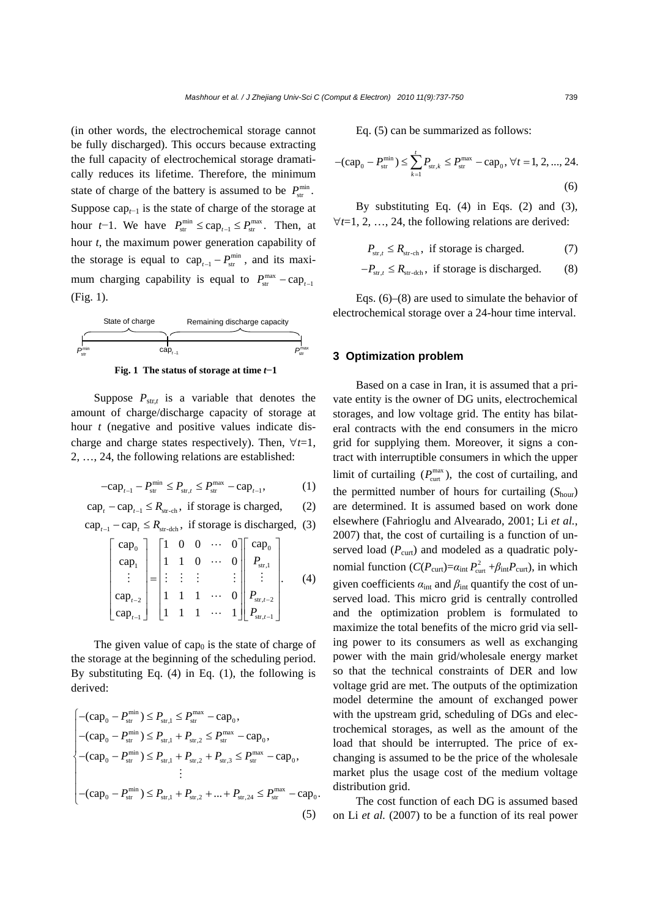(in other words, the electrochemical storage cannot be fully discharged). This occurs because extracting the full capacity of electrochemical storage dramatically reduces its lifetime. Therefore, the minimum state of charge of the battery is assumed to be $P_{\text{str}}^{\min}$. Suppose $\text{cap}_{t-1}$ is the state of charge of the storage at hour $t-1$. We have $P_{\text{str}}^{\min} \le \text{cap}_{t-1} \le P_{\text{str}}^{\max}$. Then, at hour $t$, the maximum power generation capability of the storage is equal to $\text{cap}_{t-1} - P_{\text{str}}^{\min}$, and its maximum charging capability is equal to $P_{\text{str}}^{\max} - \text{cap}_{t-1}$ (Fig. 1).

State of charge

Remaining discharge capacity

$P_{\text{str}}^{\min}$

$\text{cap}_{t-1}$

$P_{\text{str}}^{\max}$

**Fig. 1 The status of storage at time $t-1$**

Suppose $P_{\text{str},t}$ is a variable that denotes the amount of charge/discharge capacity of storage at hour $t$ (negative and positive values indicate discharge and charge states respectively). Then, $\forall t=1, 2, \ldots, 24$, the following relations are established:

$$-\text{cap}_{t-1} - P_{\text{str}}^{\min} \le P_{\text{str},t} \le P_{\text{str}}^{\max} - \text{cap}_{t-1}, \tag{1}$$

$$\text{cap}_t - \text{cap}_{t-1} \le R_{\text{str-ch}}, \text{ if storage is charged}, \tag{2}$$

$$\text{cap}_{t-1} - \text{cap}_t \le R_{\text{str-dch}}, \text{ if storage is discharged}, \tag{3}$$

$$\begin{bmatrix} \text{cap}_0 \\ \text{cap}_1 \\ \vdots \\ \text{cap}_{t-2} \\ \text{cap}_{t-1} \end{bmatrix} = \begin{bmatrix} 1 & 0 & 0 & \cdots & 0 \\ 1 & 1 & 0 & \cdots & 0 \\ \vdots & \vdots & \vdots & & \vdots \\ 1 & 1 & 1 & \cdots & 0 \\ 1 & 1 & 1 & \cdots & 1 \end{bmatrix} \begin{bmatrix} \text{cap}_0 \\ P_{\text{str},1} \\ \vdots \\ P_{\text{str},t-2} \\ P_{\text{str},t-1} \end{bmatrix}. \tag{4}$$

The given value of $\text{cap}_0$ is the state of charge of the storage at the beginning of the scheduling period. By substituting Eq. (4) in Eq. (1), the following is derived:

$$\begin{cases} -(\text{cap}_0 - P_{\text{str}}^{\min}) \le P_{\text{str},1} \le P_{\text{str}}^{\max} - \text{cap}_0, \\ -(\text{cap}_0 - P_{\text{str}}^{\min}) \le P_{\text{str},1} + P_{\text{str},2} \le P_{\text{str}}^{\max} - \text{cap}_0, \\ -(\text{cap}_0 - P_{\text{str}}^{\min}) \le P_{\text{str},1} + P_{\text{str},2} + P_{\text{str},3} \le P_{\text{str}}^{\max} - \text{cap}_0, \\ \qquad \vdots \\ -(\text{cap}_0 - P_{\text{str}}^{\min}) \le P_{\text{str},1} + P_{\text{str},2} + \ldots + P_{\text{str},24} \le P_{\text{str}}^{\max} - \text{cap}_0. \end{cases} \tag{5}$$

Eq. (5) can be summarized as follows:

$$-(\text{cap}_0 - P_{\text{str}}^{\min}) \le \sum_{k=1}^{t} P_{\text{str},k} \le P_{\text{str}}^{\max} - \text{cap}_0, \ \forall t = 1, 2, \ldots, 24. \tag{6}$$

By substituting Eq. (4) in Eqs. (2) and (3), $\forall t=1, 2, \ldots, 24$, the following relations are derived:

$$P_{\text{str},t} \le R_{\text{str-ch}}, \text{ if storage is charged}. \tag{7}$$

$$-P_{\text{str},t} \le R_{\text{str-dch}}, \text{ if storage is discharged}. \tag{8}$$

Eqs. (6)–(8) are used to simulate the behavior of electrochemical storage over a 24-hour time interval.

## 3 Optimization problem

Based on a case in Iran, it is assumed that a private entity is the owner of DG units, electrochemical storages, and low voltage grid. The entity has bilateral contracts with the end consumers in the micro grid for supplying them. Moreover, it signs a contract with interruptible consumers in which the upper limit of curtailing ($P_{\text{curt}}^{\max}$), the cost of curtailing, and the permitted number of hours for curtailing ($S_{\text{hour}}$) are determined. It is assumed based on work done elsewhere (Fahrioglu and Alvearado, 2001; Li *et al.*, 2007) that, the cost of curtailing is a function of unserved load ($P_{\text{curt}}$) and modeled as a quadratic polynomial function ($C(P_{\text{curt}})=\alpha_{\text{int}} P_{\text{curt}}^2 + \beta_{\text{int}} P_{\text{curt}}$), in which given coefficients $\alpha_{\text{int}}$ and $\beta_{\text{int}}$ quantify the cost of unserved load. This micro grid is centrally controlled and the optimization problem is formulated to maximize the total benefits of the micro grid via selling power to its consumers as well as exchanging power with the main grid/wholesale energy market so that the technical constraints of DER and low voltage grid are met. The outputs of the optimization model determine the amount of exchanged power with the upstream grid, scheduling of DGs and electrochemical storages, as well as the amount of the load that should be interrupted. The price of exchanging is assumed to be the price of the wholesale market plus the usage cost of the medium voltage distribution grid.

The cost function of each DG is assumed based on Li *et al.* (2007) to be a function of its real power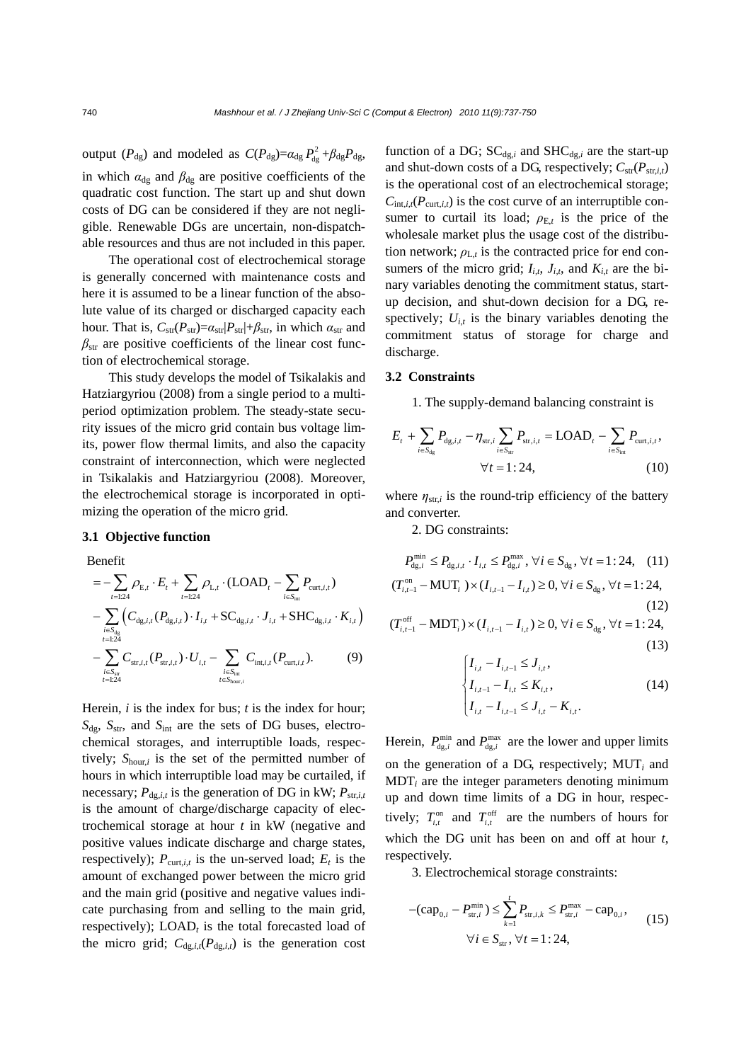output ($P_{\rm dg}$) and modeled as $C(P_{\rm dg})=\alpha_{\rm dg} P_{\rm dg}^2+\beta_{\rm dg}P_{\rm dg}$, in which $\alpha_{\rm dg}$ and $\beta_{\rm dg}$ are positive coefficients of the quadratic cost function. The start up and shut down costs of DG can be considered if they are not negligible. Renewable DGs are uncertain, non-dispatchable resources and thus are not included in this paper.

The operational cost of electrochemical storage is generally concerned with maintenance costs and here it is assumed to be a linear function of the absolute value of its charged or discharged capacity each hour. That is, $C_{\rm str}(P_{\rm str})=\alpha_{\rm str}|P_{\rm str}|+\beta_{\rm str}$, in which $\alpha_{\rm str}$ and $\beta_{\rm str}$ are positive coefficients of the linear cost function of electrochemical storage.

This study develops the model of Tsikalakis and Hatziargyriou (2008) from a single period to a multi-period optimization problem. The steady-state security issues of the micro grid contain bus voltage limits, power flow thermal limits, and also the capacity constraint of interconnection, which were neglected in Tsikalakis and Hatziargyriou (2008). Moreover, the electrochemical storage is incorporated in optimizing the operation of the micro grid.

### 3.1 Objective function

$$
\begin{aligned}
\text{Benefit}
&= -\sum_{t=1:24} \rho_{{\rm E},t} \cdot E_t + \sum_{t=1:24} \rho_{{\rm L},t} \cdot (\text{LOAD}_t - \sum_{i\in S_{\rm int}} P_{{\rm curt},i,t}) \\
&\quad - \sum_{\substack{i\in S_{\rm dg}\\ t=1:24}} \left( C_{{\rm dg},i,t}(P_{{\rm dg},i,t}) \cdot I_{i,t} + \text{SC}_{{\rm dg},i,t}\cdot J_{i,t} + \text{SHC}_{{\rm dg},i,t}\cdot K_{i,t} \right) \\
&\quad - \sum_{\substack{i\in S_{\rm str}\\ t=1:24}} C_{{\rm str},i,t}(P_{{\rm str},i,t}) \cdot U_{i,t} - \sum_{\substack{i\in S_{\rm int}\\ t\in S_{{\rm hour},i}}} C_{{\rm int},i,t}(P_{{\rm curt},i,t}). \qquad (9)
\end{aligned}
$$

Herein, $i$ is the index for bus; $t$ is the index for hour; $S_{\rm dg}$, $S_{\rm str}$, and $S_{\rm int}$ are the sets of DG buses, electrochemical storages, and interruptible loads, respectively; $S_{{\rm hour},i}$ is the set of the permitted number of hours in which interruptible load may be curtailed, if necessary; $P_{{\rm dg},i,t}$ is the generation of DG in kW; $P_{{\rm str},i,t}$ is the amount of charge/discharge capacity of electrochemical storage at hour $t$ in kW (negative and positive values indicate discharge and charge states, respectively); $P_{{\rm curt},i,t}$ is the un-served load; $E_t$ is the amount of exchanged power between the micro grid and the main grid (positive and negative values indicate purchasing from and selling to the main grid, respectively); $\text{LOAD}_t$ is the total forecasted load of the micro grid; $C_{{\rm dg},i,t}(P_{{\rm dg},i,t})$ is the generation cost function of a DG; $\text{SC}_{{\rm dg},i}$ and $\text{SHC}_{{\rm dg},i}$ are the start-up and shut-down costs of a DG, respectively; $C_{\rm str}(P_{{\rm str},i,t})$ is the operational cost of an electrochemical storage; $C_{{\rm int},i,t}(P_{{\rm curt},i,t})$ is the cost curve of an interruptible consumer to curtail its load; $\rho_{{\rm E},t}$ is the price of the wholesale market plus the usage cost of the distribution network; $\rho_{{\rm L},t}$ is the contracted price for end consumers of the micro grid; $I_{i,t}$, $J_{i,t}$, and $K_{i,t}$ are the binary variables denoting the commitment status, start-up decision, and shut-down decision for a DG, respectively; $U_{i,t}$ is the binary variables denoting the commitment status of storage for charge and discharge.

### 3.2 Constraints

1. The supply-demand balancing constraint is

$$
E_t + \sum_{i\in S_{\rm dg}} P_{{\rm dg},i,t} - \eta_{{\rm str},i} \sum_{i\in S_{\rm str}} P_{{\rm str},i,t} = \text{LOAD}_t - \sum_{i\in S_{\rm int}} P_{{\rm curt},i,t}, \quad \forall t = 1:24, \qquad (10)
$$

where $\eta_{{\rm str},i}$ is the round-trip efficiency of the battery and converter.

2. DG constraints:

$$
P_{{\rm dg},i}^{\min} \le P_{{\rm dg},i,t} \cdot I_{i,t} \le P_{{\rm dg},i}^{\max},\ \forall i\in S_{\rm dg},\ \forall t=1:24, \qquad (11)
$$

$$
(T_{i,t-1}^{\rm on} - \text{MUT}_i) \times (I_{i,t-1} - I_{i,t}) \ge 0,\ \forall i\in S_{\rm dg},\ \forall t=1:24, \qquad (12)
$$

$$
(T_{i,t-1}^{\rm off} - \text{MDT}_i) \times (I_{i,t-1} - I_{i,t}) \ge 0,\ \forall i\in S_{\rm dg},\ \forall t=1:24, \qquad (13)
$$

$$
\begin{cases}
I_{i,t} - I_{i,t-1} \le J_{i,t}, \\
I_{i,t-1} - I_{i,t} \le K_{i,t}, \\
I_{i,t} - I_{i,t-1} \le J_{i,t} - K_{i,t}.
\end{cases} \qquad (14)
$$

Herein, $P_{{\rm dg},i}^{\min}$ and $P_{{\rm dg},i}^{\max}$ are the lower and upper limits on the generation of a DG, respectively; $\text{MUT}_i$ and $\text{MDT}_i$ are the integer parameters denoting minimum up and down time limits of a DG in hour, respectively; $T_{i,t}^{\rm on}$ and $T_{i,t}^{\rm off}$ are the numbers of hours for which the DG unit has been on and off at hour $t$, respectively.

3. Electrochemical storage constraints:

$$
-(\text{cap}_{0,i} - P_{{\rm str},i}^{\min}) \le \sum_{k=1}^{t} P_{{\rm str},i,k} \le P_{{\rm str},i}^{\max} - \text{cap}_{0,i}, \quad \forall i\in S_{\rm str},\ \forall t=1:24, \qquad (15)
$$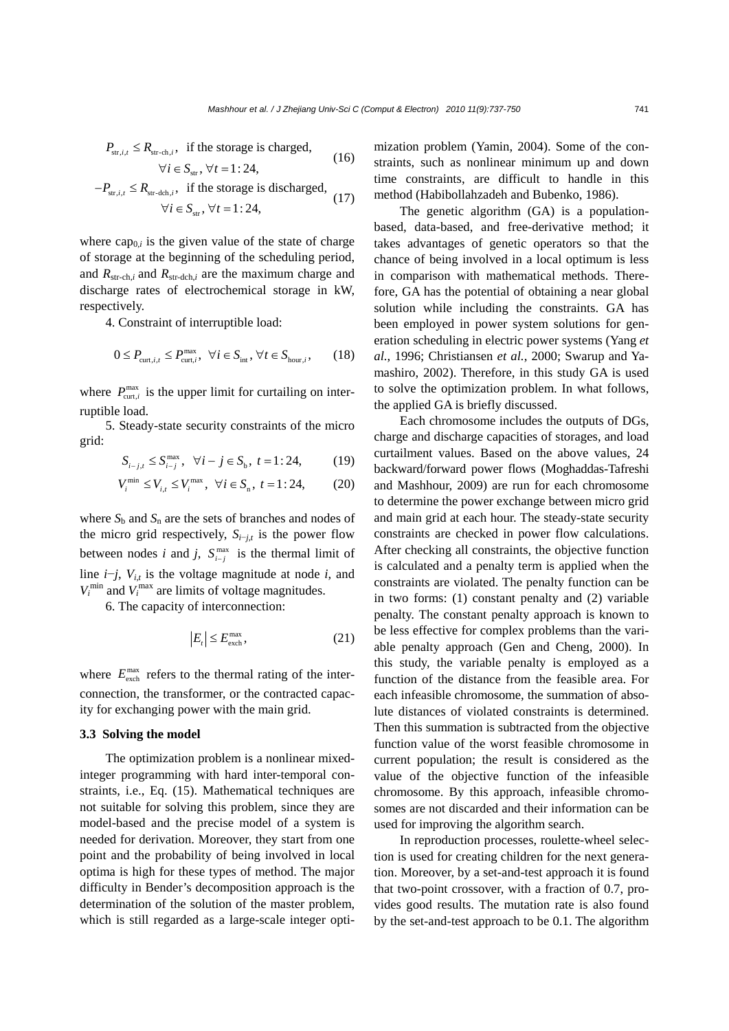$$P_{\text{str},i,t} \le R_{\text{str-ch},i}, \;\text{ if the storage is charged,} \quad \forall i \in S_{\text{str}}, \forall t = 1:24, \tag{16}$$

$$-P_{\text{str},i,t} \le R_{\text{str-dch},i}, \;\text{ if the storage is discharged,} \quad \forall i \in S_{\text{str}}, \forall t = 1:24, \tag{17}$$

where $\text{cap}_{0,i}$ is the given value of the state of charge of storage at the beginning of the scheduling period, and $R_{\text{str-ch},i}$ and $R_{\text{str-dch},i}$ are the maximum charge and discharge rates of electrochemical storage in kW, respectively.

4. Constraint of interruptible load:

$$0 \le P_{\text{curt},i,t} \le P_{\text{curt},i}^{\max}, \;\forall i \in S_{\text{int}}, \forall t \in S_{\text{hour},i}, \tag{18}$$

where $P_{\text{curt},i}^{\max}$ is the upper limit for curtailing on interruptible load.

5. Steady-state security constraints of the micro grid:

$$S_{i-j,t} \le S_{i-j}^{\max}, \;\forall i-j \in S_{\text{b}}, \; t = 1:24, \tag{19}$$

$$V_i^{\min} \le V_{i,t} \le V_i^{\max}, \;\forall i \in S_{\text{n}}, \; t = 1:24, \tag{20}$$

where $S_{\text{b}}$ and $S_{\text{n}}$ are the sets of branches and nodes of the micro grid respectively, $S_{i-j,t}$ is the power flow between nodes $i$ and $j$, $S_{i-j}^{\max}$ is the thermal limit of line $i-j$, $V_{i,t}$ is the voltage magnitude at node $i$, and $V_i^{\min}$ and $V_i^{\max}$ are limits of voltage magnitudes.

6. The capacity of interconnection:

$$|E_t| \le E_{\text{exch}}^{\max}, \tag{21}$$

where $E_{\text{exch}}^{\max}$ refers to the thermal rating of the interconnection, the transformer, or the contracted capacity for exchanging power with the main grid.

### 3.3 Solving the model

The optimization problem is a nonlinear mixed-integer programming with hard inter-temporal constraints, i.e., Eq. (15). Mathematical techniques are not suitable for solving this problem, since they are model-based and the precise model of a system is needed for derivation. Moreover, they start from one point and the probability of being involved in local optima is high for these types of method. The major difficulty in Bender's decomposition approach is the determination of the solution of the master problem, which is still regarded as a large-scale integer optimization problem (Yamin, 2004). Some of the constraints, such as nonlinear minimum up and down time constraints, are difficult to handle in this method (Habibollahzadeh and Bubenko, 1986).

The genetic algorithm (GA) is a population-based, data-based, and free-derivative method; it takes advantages of genetic operators so that the chance of being involved in a local optimum is less in comparison with mathematical methods. Therefore, GA has the potential of obtaining a near global solution while including the constraints. GA has been employed in power system solutions for generation scheduling in electric power systems (Yang *et al.*, 1996; Christiansen *et al.*, 2000; Swarup and Yamashiro, 2002). Therefore, in this study GA is used to solve the optimization problem. In what follows, the applied GA is briefly discussed.

Each chromosome includes the outputs of DGs, charge and discharge capacities of storages, and load curtailment values. Based on the above values, 24 backward/forward power flows (Moghaddas-Tafreshi and Mashhour, 2009) are run for each chromosome to determine the power exchange between micro grid and main grid at each hour. The steady-state security constraints are checked in power flow calculations. After checking all constraints, the objective function is calculated and a penalty term is applied when the constraints are violated. The penalty function can be in two forms: (1) constant penalty and (2) variable penalty. The constant penalty approach is known to be less effective for complex problems than the variable penalty approach (Gen and Cheng, 2000). In this study, the variable penalty is employed as a function of the distance from the feasible area. For each infeasible chromosome, the summation of absolute distances of violated constraints is determined. Then this summation is subtracted from the objective function value of the worst feasible chromosome in current population; the result is considered as the value of the objective function of the infeasible chromosome. By this approach, infeasible chromosomes are not discarded and their information can be used for improving the algorithm search.

In reproduction processes, roulette-wheel selection is used for creating children for the next generation. Moreover, by a set-and-test approach it is found that two-point crossover, with a fraction of 0.7, provides good results. The mutation rate is also found by the set-and-test approach to be 0.1. The algorithm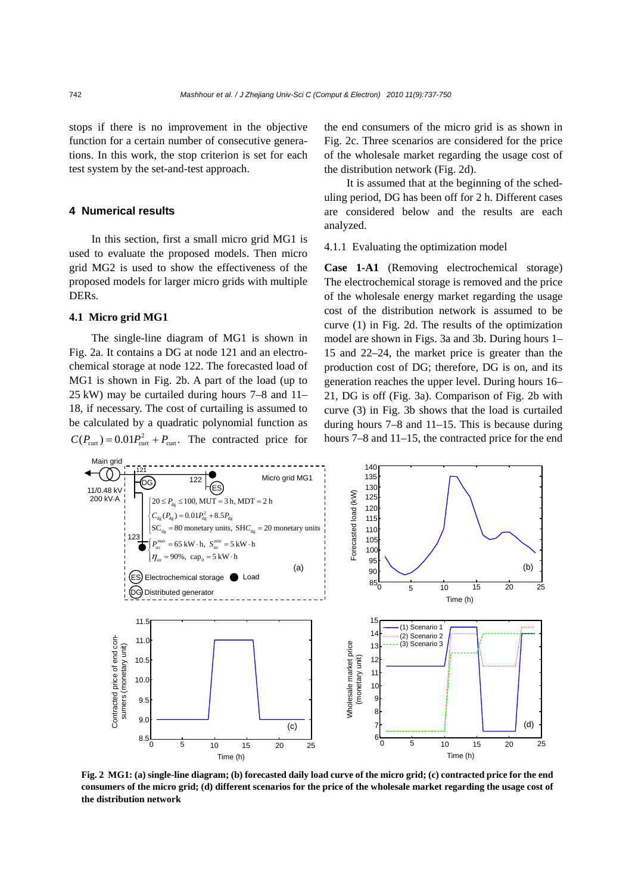stops if there is no improvement in the objective function for a certain number of consecutive generations. In this work, the stop criterion is set for each test system by the set-and-test approach.

## 4 Numerical results

In this section, first a small micro grid MG1 is used to evaluate the proposed models. Then micro grid MG2 is used to show the effectiveness of the proposed models for larger micro grids with multiple DERs.

### 4.1 Micro grid MG1

The single-line diagram of MG1 is shown in Fig. 2a. It contains a DG at node 121 and an electrochemical storage at node 122. The forecasted load of MG1 is shown in Fig. 2b. A part of the load (up to 25 kW) may be curtailed during hours 7–8 and 11–18, if necessary. The cost of curtailing is assumed to be calculated by a quadratic polynomial function as $C(P_{\text{curt}})=0.01P_{\text{curt}}^2+P_{\text{curt}}$. The contracted price for the end consumers of the micro grid is as shown in Fig. 2c. Three scenarios are considered for the price of the wholesale market regarding the usage cost of the distribution network (Fig. 2d).

It is assumed that at the beginning of the scheduling period, DG has been off for 2 h. Different cases are considered below and the results are each analyzed.

#### 4.1.1 Evaluating the optimization model

**Case 1-A1** (Removing electrochemical storage) The electrochemical storage is removed and the price of the wholesale energy market regarding the usage cost of the distribution network is assumed to be curve (1) in Fig. 2d. The results of the optimization model are shown in Figs. 3a and 3b. During hours 1–15 and 22–24, the market price is greater than the production cost of DG; therefore, DG is on, and its generation reaches the upper level. During hours 16–21, DG is off (Fig. 3a). Comparison of Fig. 2b with curve (3) in Fig. 3b shows that the load is curtailed during hours 7–8 and 11–15. This is because during hours 7–8 and 11–15, the contracted price for the end

Main grid
121
DG
122
ES
Micro grid MG1
11/0.48 kV
200 kV·A
$20\le P_{\text{dg}}\le 100$, MUT = 3 h, MDT = 2 h
$C_{\text{dg}}(P_{\text{dg}})=0.01P_{\text{dg}}^2+8.5P_{\text{dg}}$
$\text{SC}_{\text{dg}}=80$ monetary units, $\text{SHC}_{\text{dg}}=20$ monetary units
123
$P_{\text{str}}^{\max}=65$ kW·h, $S_{\text{str}}^{\min}=5$ kW·h
$\eta_{\text{str}}=90\%$, $\text{cap}_0=5$ kW·h
(a)
ES Electrochemical storage
Load
DG Distributed generator

Forecasted load (kW)
Time (h)
(b)

Contracted price of end consumers (monetary unit)
Time (h)
(c)

Wholesale market price (monetary unit)
Time (h)
(1) Scenario 1
(2) Scenario 2
(3) Scenario 3
(d)

**Fig. 2 MG1: (a) single-line diagram; (b) forecasted daily load curve of the micro grid; (c) contracted price for the end consumers of the micro grid; (d) different scenarios for the price of the wholesale market regarding the usage cost of the distribution network**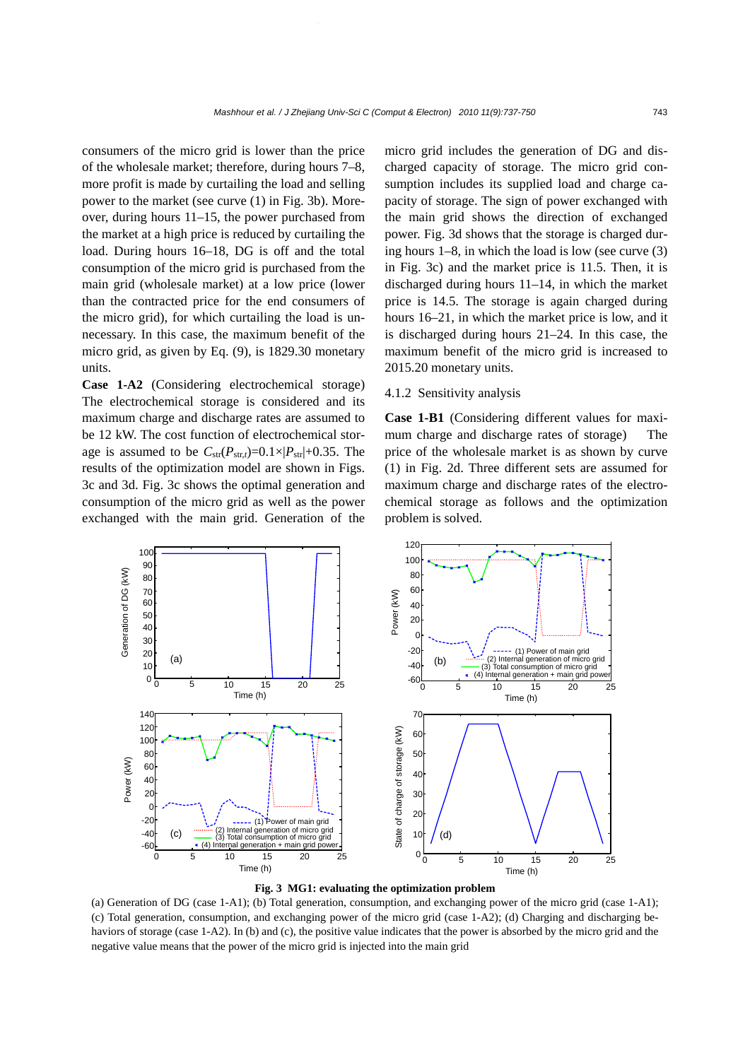consumers of the micro grid is lower than the price of the wholesale market; therefore, during hours 7–8, more profit is made by curtailing the load and selling power to the market (see curve (1) in Fig. 3b). Moreover, during hours 11–15, the power purchased from the market at a high price is reduced by curtailing the load. During hours 16–18, DG is off and the total consumption of the micro grid is purchased from the main grid (wholesale market) at a low price (lower than the contracted price for the end consumers of the micro grid), for which curtailing the load is unnecessary. In this case, the maximum benefit of the micro grid, as given by Eq. (9), is 1829.30 monetary units.

**Case 1-A2** (Considering electrochemical storage) The electrochemical storage is considered and its maximum charge and discharge rates are assumed to be 12 kW. The cost function of electrochemical storage is assumed to be $C_{\text{str}}(P_{\text{str},t})=0.1\times|P_{\text{str}}|+0.35$. The results of the optimization model are shown in Figs. 3c and 3d. Fig. 3c shows the optimal generation and consumption of the micro grid as well as the power exchanged with the main grid. Generation of the micro grid includes the generation of DG and discharged capacity of storage. The micro grid consumption includes its supplied load and charge capacity of storage. The sign of power exchanged with the main grid shows the direction of exchanged power. Fig. 3d shows that the storage is charged during hours 1–8, in which the load is low (see curve (3) in Fig. 3c) and the market price is 11.5. Then, it is discharged during hours 11–14, in which the market price is 14.5. The storage is again charged during hours 16–21, in which the market price is low, and it is discharged during hours 21–24. In this case, the maximum benefit of the micro grid is increased to 2015.20 monetary units.

### 4.1.2 Sensitivity analysis

**Case 1-B1** (Considering different values for maximum charge and discharge rates of storage) The price of the wholesale market is as shown by curve (1) in Fig. 2d. Three different sets are assumed for maximum charge and discharge rates of the electrochemical storage as follows and the optimization problem is solved.

(a)
Generation of DG (kW)
Time (h)

(b)
Power (kW)
Time (h)
(1) Power of main grid
(2) Internal generation of micro grid
(3) Total consumption of micro grid
(4) Internal generation + main grid power

(c)
Power (kW)
Time (h)
(1) Power of main grid
(2) Internal generation of micro grid
(3) Total consumption of micro grid
(4) Internal generation + main grid power

(d)
State of charge of storage (kW)
Time (h)

**Fig. 3 MG1: evaluating the optimization problem**

(a) Generation of DG (case 1-A1); (b) Total generation, consumption, and exchanging power of the micro grid (case 1-A1); (c) Total generation, consumption, and exchanging power of the micro grid (case 1-A2); (d) Charging and discharging behaviors of storage (case 1-A2). In (b) and (c), the positive value indicates that the power is absorbed by the micro grid and the negative value means that the power of the micro grid is injected into the main grid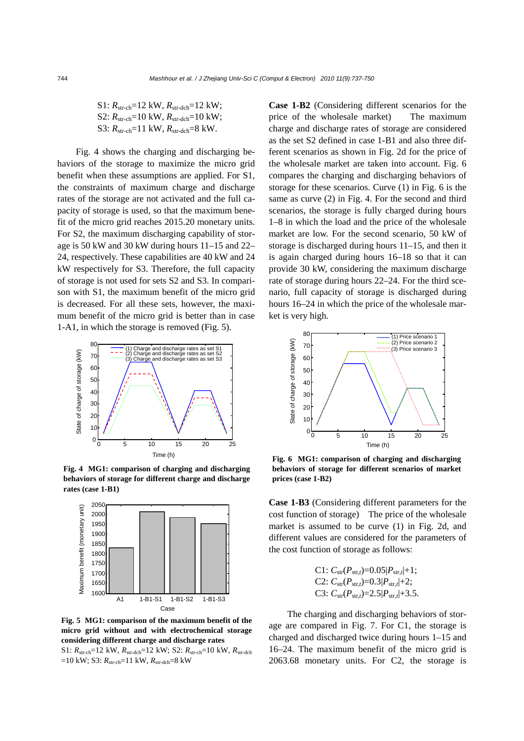S1: $R_{\text{str-ch}}$=12 kW, $R_{\text{str-dch}}$=12 kW;
S2: $R_{\text{str-ch}}$=10 kW, $R_{\text{str-dch}}$=10 kW;
S3: $R_{\text{str-ch}}$=11 kW, $R_{\text{str-dch}}$=8 kW.

Fig. 4 shows the charging and discharging behaviors of the storage to maximize the micro grid benefit when these assumptions are applied. For S1, the constraints of maximum charge and discharge rates of the storage are not activated and the full capacity of storage is used, so that the maximum benefit of the micro grid reaches 2015.20 monetary units. For S2, the maximum discharging capability of storage is 50 kW and 30 kW during hours 11–15 and 22–24, respectively. These capabilities are 40 kW and 24 kW respectively for S3. Therefore, the full capacity of storage is not used for sets S2 and S3. In comparison with S1, the maximum benefit of the micro grid is decreased. For all these sets, however, the maximum benefit of the micro grid is better than in case 1-A1, in which the storage is removed (Fig. 5).

State of charge of storage (kW)
0 10 20 30 40 50 60 70 80
Time (h)
0 5 10 15 20 25
(1) Charge and discharge rates as set S1
(2) Charge and discharge rates as set S2
(3) Charge and discharge rates as set S3

**Fig. 4 MG1: comparison of charging and discharging behaviors of storage for different charge and discharge rates (case 1-B1)**

Maximum benefit (monetary unit)
1600 1650 1700 1750 1800 1850 1900 1950 2000 2050
A1 1-B1-S1 1-B1-S2 1-B1-S3
Case

**Fig. 5 MG1: comparison of the maximum benefit of the micro grid without and with electrochemical storage considering different charge and discharge rates**
S1: $R_{\text{str-ch}}$=12 kW, $R_{\text{str-dch}}$=12 kW; S2: $R_{\text{str-ch}}$=10 kW, $R_{\text{str-dch}}$=10 kW; S3: $R_{\text{str-ch}}$=11 kW, $R_{\text{str-dch}}$=8 kW

**Case 1-B2** (Considering different scenarios for the price of the wholesale market) The maximum charge and discharge rates of storage are considered as the set S2 defined in case 1-B1 and also three different scenarios as shown in Fig. 2d for the price of the wholesale market are taken into account. Fig. 6 compares the charging and discharging behaviors of storage for these scenarios. Curve (1) in Fig. 6 is the same as curve (2) in Fig. 4. For the second and third scenarios, the storage is fully charged during hours 1–8 in which the load and the price of the wholesale market are low. For the second scenario, 50 kW of storage is discharged during hours 11–15, and then it is again charged during hours 16–18 so that it can provide 30 kW, considering the maximum discharge rate of storage during hours 22–24. For the third scenario, full capacity of storage is discharged during hours 16–24 in which the price of the wholesale market is very high.

State of charge of storage (kW)
0 10 20 30 40 50 60 70 80
Time (h)
0 5 10 15 20 25
(1) Price scenario 1
(2) Price scenario 2
(3) Price scenario 3

**Fig. 6 MG1: comparison of charging and discharging behaviors of storage for different scenarios of market prices (case 1-B2)**

**Case 1-B3** (Considering different parameters for the cost function of storage) The price of the wholesale market is assumed to be curve (1) in Fig. 2d, and different values are considered for the parameters of the cost function of storage as follows:

C1: $C_{\text{str}}(P_{\text{str},t})=0.05|P_{\text{str},t}|+1$;
C2: $C_{\text{str}}(P_{\text{str},t})=0.3|P_{\text{str},t}|+2$;
C3: $C_{\text{str}}(P_{\text{str},t})=2.5|P_{\text{str},t}|+3.5$.

The charging and discharging behaviors of storage are compared in Fig. 7. For C1, the storage is charged and discharged twice during hours 1–15 and 16–24. The maximum benefit of the micro grid is 2063.68 monetary units. For C2, the storage is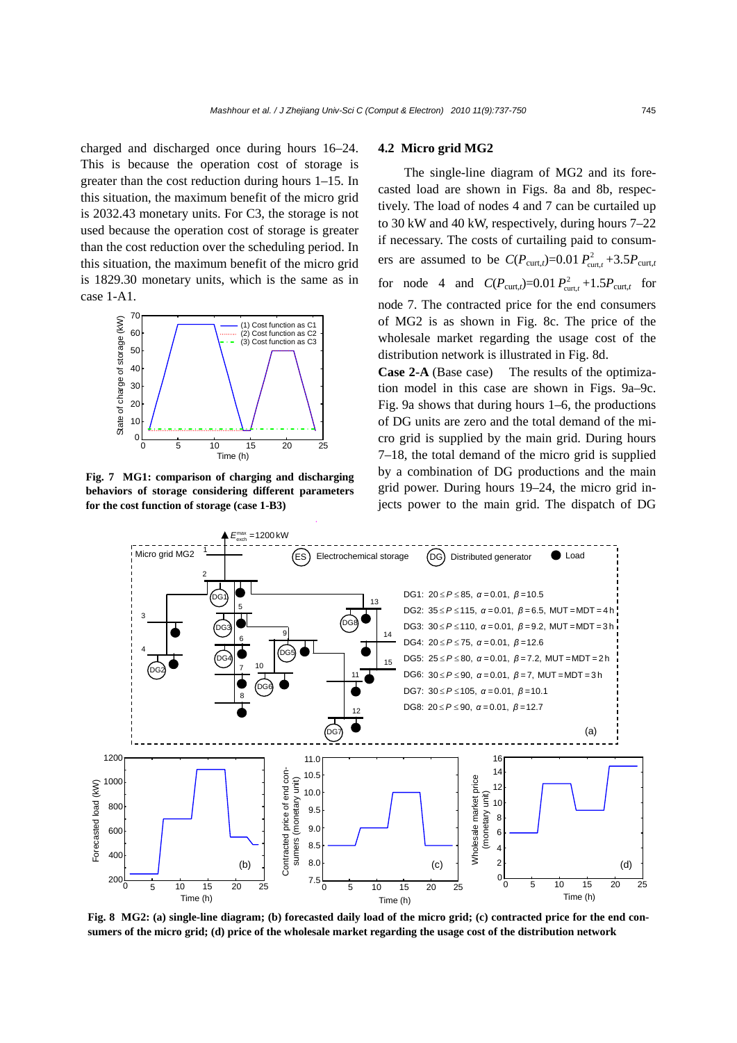charged and discharged once during hours 16–24. This is because the operation cost of storage is greater than the cost reduction during hours 1–15. In this situation, the maximum benefit of the micro grid is 2032.43 monetary units. For C3, the storage is not used because the operation cost of storage is greater than the cost reduction over the scheduling period. In this situation, the maximum benefit of the micro grid is 1829.30 monetary units, which is the same as in case 1-A1.

State of charge of storage (kW)
70
60
50
40
30
20
10
0
0 5 10 15 20 25
Time (h)
(1) Cost function as C1
(2) Cost function as C2
(3) Cost function as C3

**Fig. 7 MG1: comparison of charging and discharging behaviors of storage considering different parameters for the cost function of storage (case 1-B3)**

## 4.2 Micro grid MG2

The single-line diagram of MG2 and its forecasted load are shown in Figs. 8a and 8b, respectively. The load of nodes 4 and 7 can be curtailed up to 30 kW and 40 kW, respectively, during hours 7–22 if necessary. The costs of curtailing paid to consumers are assumed to be $C(P_{\text{curt},t})=0.01\,P_{\text{curt},t}^2+3.5P_{\text{curt},t}$ for node 4 and $C(P_{\text{curt},t})=0.01\,P_{\text{curt},t}^2+1.5P_{\text{curt},t}$ for node 7. The contracted price for the end consumers of MG2 is as shown in Fig. 8c. The price of the wholesale market regarding the usage cost of the distribution network is illustrated in Fig. 8d.

**Case 2-A** (Base case) The results of the optimization model in this case are shown in Figs. 9a–9c. Fig. 9a shows that during hours 1–6, the productions of DG units are zero and the total demand of the micro grid is supplied by the main grid. During hours 7–18, the total demand of the micro grid is supplied by a combination of DG productions and the main grid power. During hours 19–24, the micro grid injects power to the main grid. The dispatch of DG

$E_{\text{exch}}^{\max}=1200$ kW
Micro grid MG2
ES Electrochemical storage
DG Distributed generator
Load
1 2 3 4 5 6 7 8 9 10 11 12 13 14 15
DG1 DG2 DG3 DG4 DG5 DG6 DG7 DG8
DG1: $20\le P\le 85$, $\alpha=0.01$, $\beta=10.5$
DG2: $35\le P\le 115$, $\alpha=0.01$, $\beta=6.5$, MUT = MDT = 4 h
DG3: $30\le P\le 110$, $\alpha=0.01$, $\beta=9.2$, MUT = MDT = 3 h
DG4: $20\le P\le 75$, $\alpha=0.01$, $\beta=12.6$
DG5: $25\le P\le 80$, $\alpha=0.01$, $\beta=7.2$, MUT = MDT = 2 h
DG6: $30\le P\le 90$, $\alpha=0.01$, $\beta=7$, MUT = MDT = 3 h
DG7: $30\le P\le 105$, $\alpha=0.01$, $\beta=10.1$
DG8: $20\le P\le 90$, $\alpha=0.01$, $\beta=12.7$
(a)

Forecasted load (kW)
1200
1000
800
600
400
200
0 5 10 15 20 25
Time (h)
(b)

Contracted price of end consumers (monetary unit)
11.0
10.5
10.0
9.5
9.0
8.5
8.0
7.5
0 5 10 15 20 25
Time (h)
(c)

Wholesale market price (monetary unit)
16
14
12
10
8
6
4
2
0
0 5 10 15 20 25
Time (h)
(d)

**Fig. 8 MG2: (a) single-line diagram; (b) forecasted daily load of the micro grid; (c) contracted price for the end consumers of the micro grid; (d) price of the wholesale market regarding the usage cost of the distribution network**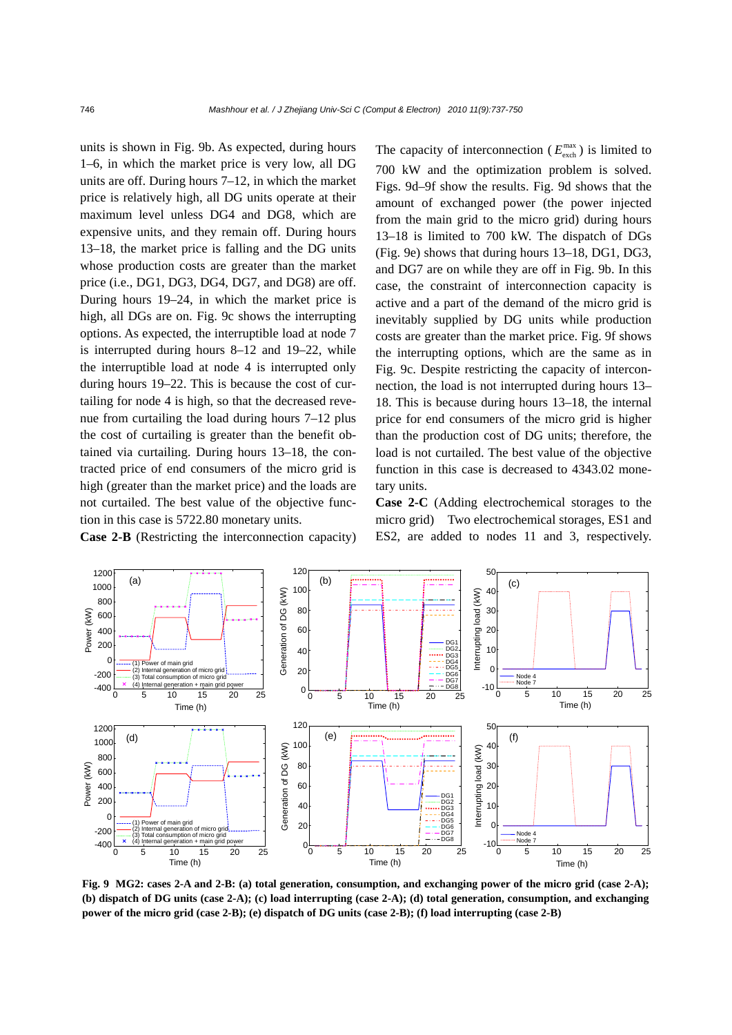units is shown in Fig. 9b. As expected, during hours 1–6, in which the market price is very low, all DG units are off. During hours 7–12, in which the market price is relatively high, all DG units operate at their maximum level unless DG4 and DG8, which are expensive units, and they remain off. During hours 13–18, the market price is falling and the DG units whose production costs are greater than the market price (i.e., DG1, DG3, DG4, DG7, and DG8) are off. During hours 19–24, in which the market price is high, all DGs are on. Fig. 9c shows the interrupting options. As expected, the interruptible load at node 7 is interrupted during hours 8–12 and 19–22, while the interruptible load at node 4 is interrupted only during hours 19–22. This is because the cost of curtailing for node 4 is high, so that the decreased revenue from curtailing the load during hours 7–12 plus the cost of curtailing is greater than the benefit obtained via curtailing. During hours 13–18, the contracted price of end consumers of the micro grid is high (greater than the market price) and the loads are not curtailed. The best value of the objective function in this case is 5722.80 monetary units.

**Case 2-B** (Restricting the interconnection capacity) The capacity of interconnection ($E_{\text{exch}}^{\max}$) is limited to 700 kW and the optimization problem is solved. Figs. 9d–9f show the results. Fig. 9d shows that the amount of exchanged power (the power injected from the main grid to the micro grid) during hours 13–18 is limited to 700 kW. The dispatch of DGs (Fig. 9e) shows that during hours 13–18, DG1, DG3, and DG7 are on while they are off in Fig. 9b. In this case, the constraint of interconnection capacity is active and a part of the demand of the micro grid is inevitably supplied by DG units while production costs are greater than the market price. Fig. 9f shows the interrupting options, which are the same as in Fig. 9c. Despite restricting the capacity of interconnection, the load is not interrupted during hours 13–18. This is because during hours 13–18, the internal price for end consumers of the micro grid is higher than the production cost of DG units; therefore, the load is not curtailed. The best value of the objective function in this case is decreased to 4343.02 monetary units.

**Case 2-C** (Adding electrochemical storages to the micro grid) Two electrochemical storages, ES1 and ES2, are added to nodes 11 and 3, respectively.

**Fig. 9 MG2: cases 2-A and 2-B: (a) total generation, consumption, and exchanging power of the micro grid (case 2-A); (b) dispatch of DG units (case 2-A); (c) load interrupting (case 2-A); (d) total generation, consumption, and exchanging power of the micro grid (case 2-B); (e) dispatch of DG units (case 2-B); (f) load interrupting (case 2-B)**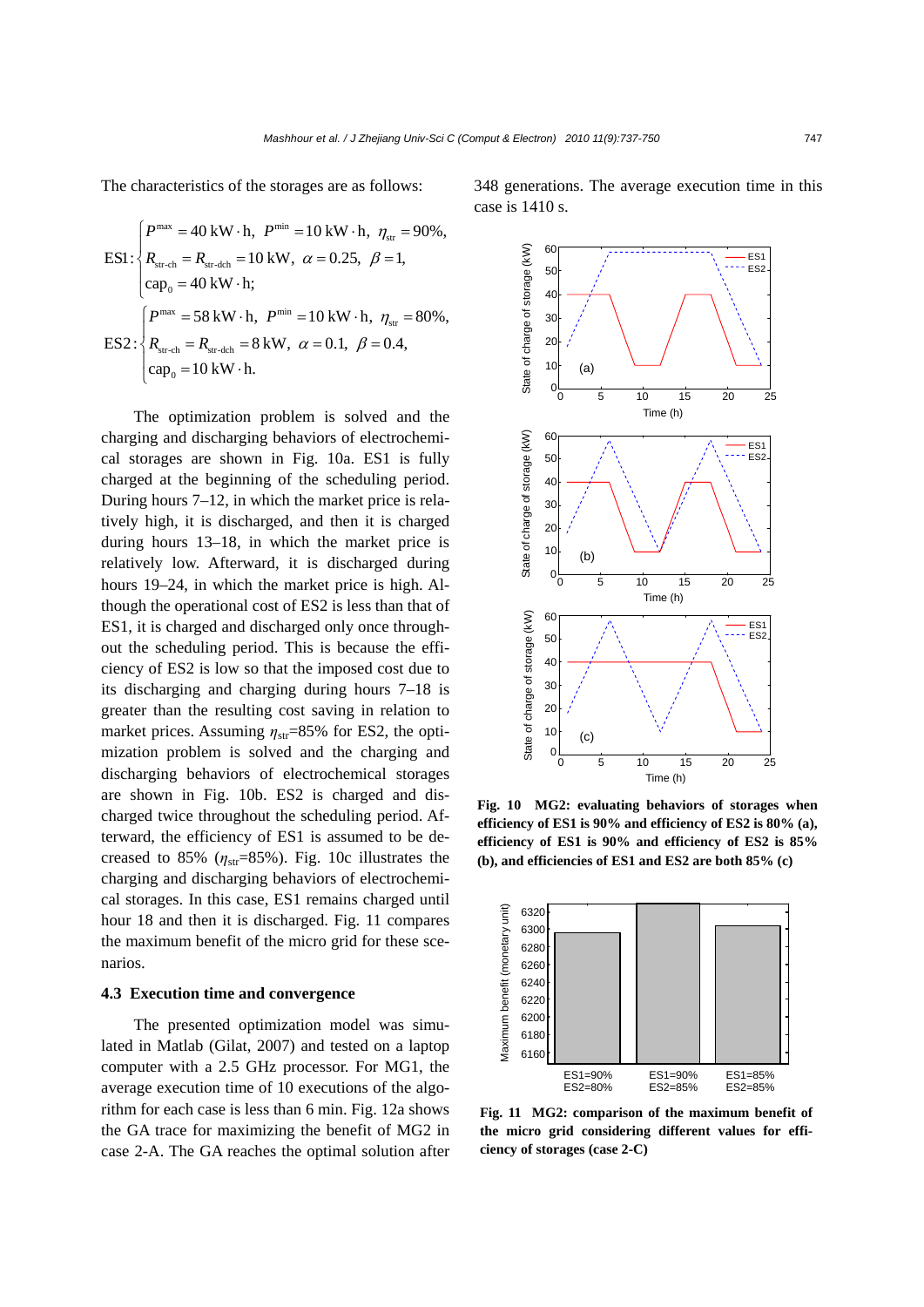The characteristics of the storages are as follows:

$$\text{ES1}:\begin{cases} P^{\max}=40\ \text{kW}\cdot\text{h},\ P^{\min}=10\ \text{kW}\cdot\text{h},\ \eta_{\text{str}}=90\%, \\ R_{\text{str-ch}}=R_{\text{str-dch}}=10\ \text{kW},\ \alpha=0.25,\ \beta=1, \\ \text{cap}_0=40\ \text{kW}\cdot\text{h}; \end{cases}$$

$$\text{ES2}:\begin{cases} P^{\max}=58\ \text{kW}\cdot\text{h},\ P^{\min}=10\ \text{kW}\cdot\text{h},\ \eta_{\text{str}}=80\%, \\ R_{\text{str-ch}}=R_{\text{str-dch}}=8\ \text{kW},\ \alpha=0.1,\ \beta=0.4, \\ \text{cap}_0=10\ \text{kW}\cdot\text{h}. \end{cases}$$

The optimization problem is solved and the charging and discharging behaviors of electrochemical storages are shown in Fig. 10a. ES1 is fully charged at the beginning of the scheduling period. During hours 7–12, in which the market price is relatively high, it is discharged, and then it is charged during hours 13–18, in which the market price is relatively low. Afterward, it is discharged during hours 19–24, in which the market price is high. Although the operational cost of ES2 is less than that of ES1, it is charged and discharged only once throughout the scheduling period. This is because the efficiency of ES2 is low so that the imposed cost due to its discharging and charging during hours 7–18 is greater than the resulting cost saving in relation to market prices. Assuming $\eta_{\text{str}}$=85% for ES2, the optimization problem is solved and the charging and discharging behaviors of electrochemical storages are shown in Fig. 10b. ES2 is charged and discharged twice throughout the scheduling period. Afterward, the efficiency of ES1 is assumed to be decreased to 85% ($\eta_{\text{str}}$=85%). Fig. 10c illustrates the charging and discharging behaviors of electrochemical storages. In this case, ES1 remains charged until hour 18 and then it is discharged. Fig. 11 compares the maximum benefit of the micro grid for these scenarios.

### 4.3 Execution time and convergence

The presented optimization model was simulated in Matlab (Gilat, 2007) and tested on a laptop computer with a 2.5 GHz processor. For MG1, the average execution time of 10 executions of the algorithm for each case is less than 6 min. Fig. 12a shows the GA trace for maximizing the benefit of MG2 in case 2-A. The GA reaches the optimal solution after 348 generations. The average execution time in this case is 1410 s.

State of charge of storage (kW)
Time (h)
ES1
ES2
(a)
(b)
(c)

**Fig. 10 MG2: evaluating behaviors of storages when efficiency of ES1 is 90% and efficiency of ES2 is 80% (a), efficiency of ES1 is 90% and efficiency of ES2 is 85% (b), and efficiencies of ES1 and ES2 are both 85% (c)**

Maximum benefit (monetary unit)
ES1=90%
ES2=80%
ES1=90%
ES2=85%
ES1=85%
ES2=85%

**Fig. 11 MG2: comparison of the maximum benefit of the micro grid considering different values for efficiency of storages (case 2-C)**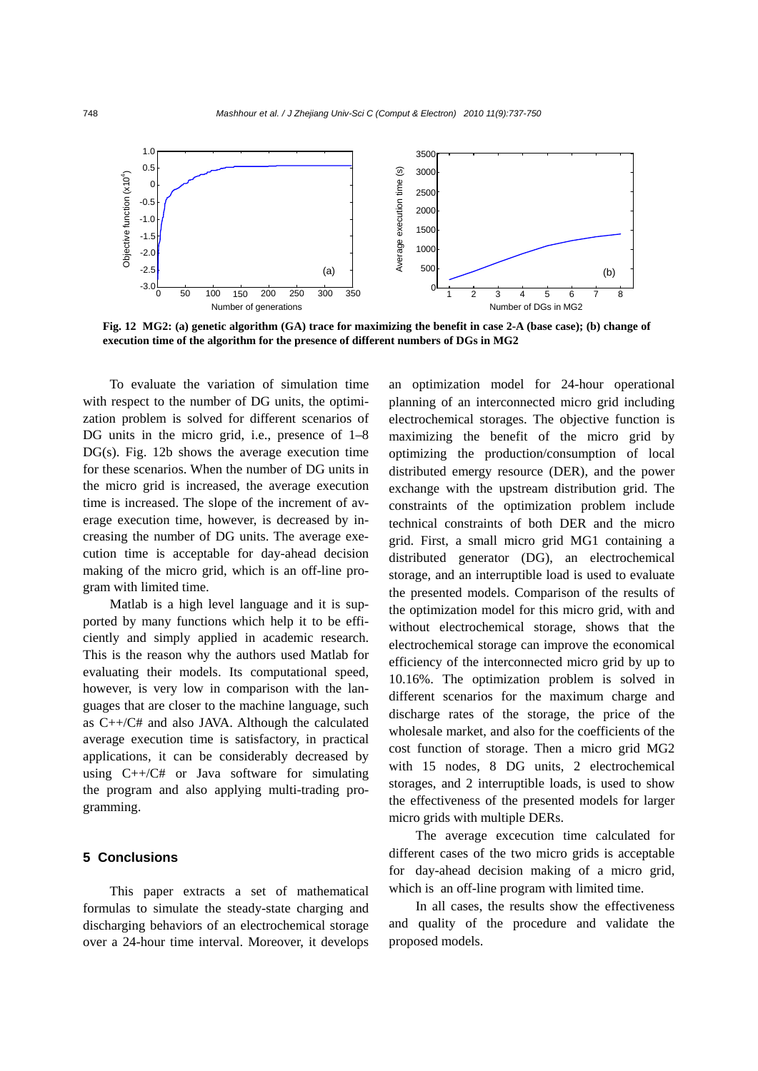Objective function (x10$^6$)

1.0
0.5
0
-0.5
-1.0
-1.5
-2.0
-2.5
-3.0

0 50 100 150 200 250 300 350

Number of generations

(a)

Average execution time (s)

3500
3000
2500
2000
1500
1000
500
0

1 2 3 4 5 6 7 8

Number of DGs in MG2

(b)

**Fig. 12 MG2: (a) genetic algorithm (GA) trace for maximizing the benefit in case 2-A (base case); (b) change of execution time of the algorithm for the presence of different numbers of DGs in MG2**

To evaluate the variation of simulation time with respect to the number of DG units, the optimization problem is solved for different scenarios of DG units in the micro grid, i.e., presence of 1–8 DG(s). Fig. 12b shows the average execution time for these scenarios. When the number of DG units in the micro grid is increased, the average execution time is increased. The slope of the increment of average execution time, however, is decreased by increasing the number of DG units. The average execution time is acceptable for day-ahead decision making of the micro grid, which is an off-line program with limited time.

Matlab is a high level language and it is supported by many functions which help it to be efficiently and simply applied in academic research. This is the reason why the authors used Matlab for evaluating their models. Its computational speed, however, is very low in comparison with the languages that are closer to the machine language, such as C++/C# and also JAVA. Although the calculated average execution time is satisfactory, in practical applications, it can be considerably decreased by using C++/C# or Java software for simulating the program and also applying multi-trading programming.

## 5 Conclusions

This paper extracts a set of mathematical formulas to simulate the steady-state charging and discharging behaviors of an electrochemical storage over a 24-hour time interval. Moreover, it develops an optimization model for 24-hour operational planning of an interconnected micro grid including electrochemical storages. The objective function is maximizing the benefit of the micro grid by optimizing the production/consumption of local distributed emergy resource (DER), and the power exchange with the upstream distribution grid. The constraints of the optimization problem include technical constraints of both DER and the micro grid. First, a small micro grid MG1 containing a distributed generator (DG), an electrochemical storage, and an interruptible load is used to evaluate the presented models. Comparison of the results of the optimization model for this micro grid, with and without electrochemical storage, shows that the electrochemical storage can improve the economical efficiency of the interconnected micro grid by up to 10.16%. The optimization problem is solved in different scenarios for the maximum charge and discharge rates of the storage, the price of the wholesale market, and also for the coefficients of the cost function of storage. Then a micro grid MG2 with 15 nodes, 8 DG units, 2 electrochemical storages, and 2 interruptible loads, is used to show the effectiveness of the presented models for larger micro grids with multiple DERs.

The average excecution time calculated for different cases of the two micro grids is acceptable for day-ahead decision making of a micro grid, which is an off-line program with limited time.

In all cases, the results show the effectiveness and quality of the procedure and validate the proposed models.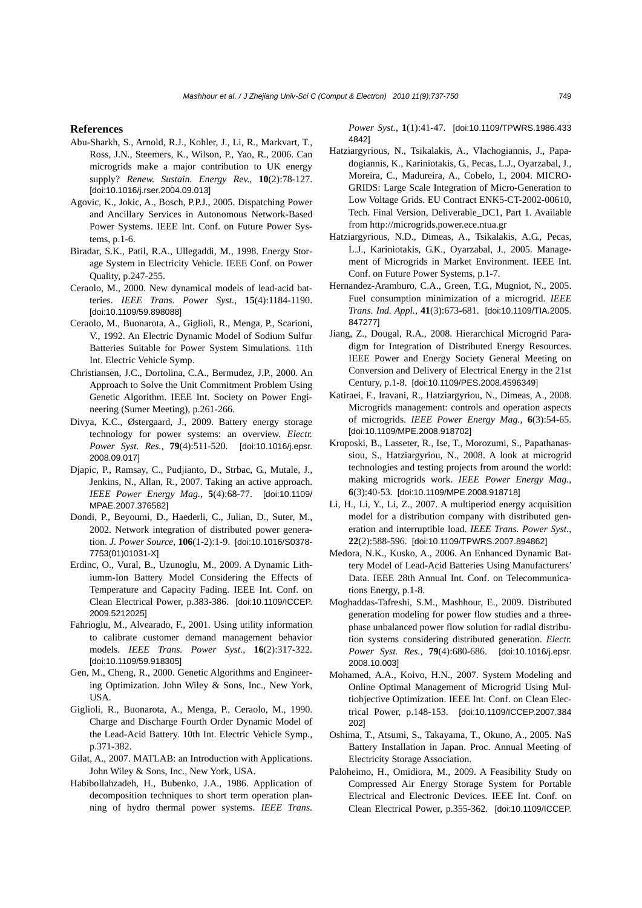## References

Abu-Sharkh, S., Arnold, R.J., Kohler, J., Li, R., Markvart, T., Ross, J.N., Steemers, K., Wilson, P., Yao, R., 2006. Can microgrids make a major contribution to UK energy supply? *Renew. Sustain. Energy Rev.*, **10**(2):78-127. [doi:10.1016/j.rser.2004.09.013]

Agovic, K., Jokic, A., Bosch, P.P.J., 2005. Dispatching Power and Ancillary Services in Autonomous Network-Based Power Systems. IEEE Int. Conf. on Future Power Systems, p.1-6.

Biradar, S.K., Patil, R.A., Ullegaddi, M., 1998. Energy Storage System in Electricity Vehicle. IEEE Conf. on Power Quality, p.247-255.

Ceraolo, M., 2000. New dynamical models of lead-acid batteries. *IEEE Trans. Power Syst.*, **15**(4):1184-1190. [doi:10.1109/59.898088]

Ceraolo, M., Buonarota, A., Giglioli, R., Menga, P., Scarioni, V., 1992. An Electric Dynamic Model of Sodium Sulfur Batteries Suitable for Power System Simulations. 11th Int. Electric Vehicle Symp.

Christiansen, J.C., Dortolina, C.A., Bermudez, J.P., 2000. An Approach to Solve the Unit Commitment Problem Using Genetic Algorithm. IEEE Int. Society on Power Engineering (Sumer Meeting), p.261-266.

Divya, K.C., Østergaard, J., 2009. Battery energy storage technology for power systems: an overview. *Electr. Power Syst. Res.*, **79**(4):511-520. [doi:10.1016/j.epsr.2008.09.017]

Djapic, P., Ramsay, C., Pudjianto, D., Strbac, G., Mutale, J., Jenkins, N., Allan, R., 2007. Taking an active approach. *IEEE Power Energy Mag.*, **5**(4):68-77. [doi:10.1109/MPAE.2007.376582]

Dondi, P., Beyoumi, D., Haederli, C., Julian, D., Suter, M., 2002. Network integration of distributed power generation. *J. Power Source*, **106**(1-2):1-9. [doi:10.1016/S0378-7753(01)01031-X]

Erdinc, O., Vural, B., Uzunoglu, M., 2009. A Dynamic Lithiumm-Ion Battery Model Considering the Effects of Temperature and Capacity Fading. IEEE Int. Conf. on Clean Electrical Power, p.383-386. [doi:10.1109/ICCEP.2009.5212025]

Fahrioglu, M., Alvearado, F., 2001. Using utility information to calibrate customer demand management behavior models. *IEEE Trans. Power Syst.*, **16**(2):317-322. [doi:10.1109/59.918305]

Gen, M., Cheng, R., 2000. Genetic Algorithms and Engineering Optimization. John Wiley & Sons, Inc., New York, USA.

Giglioli, R., Buonarota, A., Menga, P., Ceraolo, M., 1990. Charge and Discharge Fourth Order Dynamic Model of the Lead-Acid Battery. 10th Int. Electric Vehicle Symp., p.371-382.

Gilat, A., 2007. MATLAB: an Introduction with Applications. John Wiley & Sons, Inc., New York, USA.

Habibollahzadeh, H., Bubenko, J.A., 1986. Application of decomposition techniques to short term operation planning of hydro thermal power systems. *IEEE Trans. Power Syst.*, **1**(1):41-47. [doi:10.1109/TPWRS.1986.4334842]

Hatziargyrious, N., Tsikalakis, A., Vlachogiannis, J., Papadogiannis, K., Kariniotakis, G., Pecas, L.J., Oyarzabal, J., Moreira, C., Madureira, A., Cobelo, I., 2004. MICROGRIDS: Large Scale Integration of Micro-Generation to Low Voltage Grids. EU Contract ENK5-CT-2002-00610, Tech. Final Version, Deliverable_DC1, Part 1. Available from http://microgrids.power.ece.ntua.gr

Hatziargyrious, N.D., Dimeas, A., Tsikalakis, A.G., Pecas, L.J., Kariniotakis, G.K., Oyarzabal, J., 2005. Management of Microgrids in Market Environment. IEEE Int. Conf. on Future Power Systems, p.1-7.

Hernandez-Aramburo, C.A., Green, T.G., Mugniot, N., 2005. Fuel consumption minimization of a microgrid. *IEEE Trans. Ind. Appl.*, **41**(3):673-681. [doi:10.1109/TIA.2005.847277]

Jiang, Z., Dougal, R.A., 2008. Hierarchical Microgrid Paradigm for Integration of Distributed Energy Resources. IEEE Power and Energy Society General Meeting on Conversion and Delivery of Electrical Energy in the 21st Century, p.1-8. [doi:10.1109/PES.2008.4596349]

Katiraei, F., Iravani, R., Hatziargyriou, N., Dimeas, A., 2008. Microgrids management: controls and operation aspects of microgrids. *IEEE Power Energy Mag.*, **6**(3):54-65. [doi:10.1109/MPE.2008.918702]

Kroposki, B., Lasseter, R., Ise, T., Morozumi, S., Papathanassiou, S., Hatziargyriou, N., 2008. A look at microgrid technologies and testing projects from around the world: making microgrids work. *IEEE Power Energy Mag.*, **6**(3):40-53. [doi:10.1109/MPE.2008.918718]

Li, H., Li, Y., Li, Z., 2007. A multiperiod energy acquisition model for a distribution company with distributed generation and interruptible load. *IEEE Trans. Power Syst.*, **22**(2):588-596. [doi:10.1109/TPWRS.2007.894862]

Medora, N.K., Kusko, A., 2006. An Enhanced Dynamic Battery Model of Lead-Acid Batteries Using Manufacturers' Data. IEEE 28th Annual Int. Conf. on Telecommunications Energy, p.1-8.

Moghaddas-Tafreshi, S.M., Mashhour, E., 2009. Distributed generation modeling for power flow studies and a three-phase unbalanced power flow solution for radial distribution systems considering distributed generation. *Electr. Power Syst. Res.*, **79**(4):680-686. [doi:10.1016/j.epsr.2008.10.003]

Mohamed, A.A., Koivo, H.N., 2007. System Modeling and Online Optimal Management of Microgrid Using Multiobjective Optimization. IEEE Int. Conf. on Clean Electrical Power, p.148-153. [doi:10.1109/ICCEP.2007.384202]

Oshima, T., Atsumi, S., Takayama, T., Okuno, A., 2005. NaS Battery Installation in Japan. Proc. Annual Meeting of Electricity Storage Association.

Paloheimo, H., Omidiora, M., 2009. A Feasibility Study on Compressed Air Energy Storage System for Portable Electrical and Electronic Devices. IEEE Int. Conf. on Clean Electrical Power, p.355-362. [doi:10.1109/ICCEP.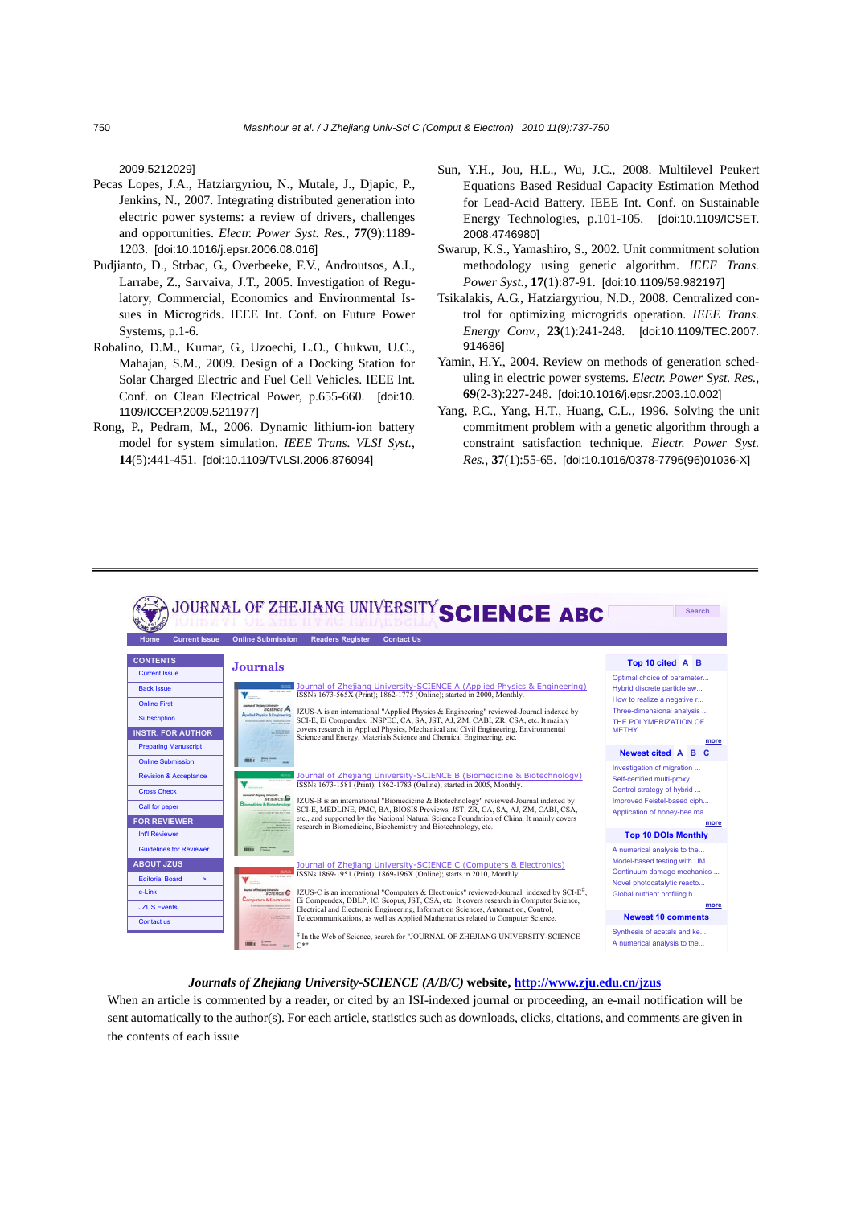2009.5212029]

Pecas Lopes, J.A., Hatziargyriou, N., Mutale, J., Djapic, P., Jenkins, N., 2007. Integrating distributed generation into electric power systems: a review of drivers, challenges and opportunities. *Electr. Power Syst. Res.*, **77**(9):1189-1203. [doi:10.1016/j.epsr.2006.08.016]

Pudjianto, D., Strbac, G., Overbeeke, F.V., Androutsos, A.I., Larrabe, Z., Sarvaiva, J.T., 2005. Investigation of Regulatory, Commercial, Economics and Environmental Issues in Micrograids. IEEE Int. Conf. on Future Power Systems, p.1-6.

Robalino, D.M., Kumar, G., Uzoechi, L.O., Chukwu, U.C., Mahajan, S.M., 2009. Design of a Docking Station for Solar Charged Electric and Fuel Cell Vehicles. IEEE Int. Conf. on Clean Electrical Power, p.655-660. [doi:10.1109/ICCEP.2009.5211977]

Rong, P., Pedram, M., 2006. Dynamic lithium-ion battery model for system simulation. *IEEE Trans. VLSI Syst.*, **14**(5):441-451. [doi:10.1109/TVLSI.2006.876094]

Sun, Y.H., Jou, H.L., Wu, J.C., 2008. Multilevel Peukert Equations Based Residual Capacity Estimation Method for Lead-Acid Battery. IEEE Int. Conf. on Sustainable Energy Technologies, p.101-105. [doi:10.1109/ICSET.2008.4746980]

Swarup, K.S., Yamashiro, S., 2002. Unit commitment solution methodology using genetic algorithm. *IEEE Trans. Power Syst.*, **17**(1):87-91. [doi:10.1109/59.982197]

Tsikalakis, A.G., Hatziargyriou, N.D., 2008. Centralized control for optimizing micrograids operation. *IEEE Trans. Energy Conv.*, **23**(1):241-248. [doi:10.1109/TEC.2007.914686]

Yamin, H.Y., 2004. Review on methods of generation scheduling in electric power systems. *Electr. Power Syst. Res.*, **69**(2-3):227-248. [doi:10.1016/j.epsr.2003.10.002]

Yang, P.C., Yang, H.T., Huang, C.L., 1996. Solving the unit commitment problem with a genetic algorithm through a constraint satisfaction technique. *Electr. Power Syst. Res.*, **37**(1):55-65. [doi:10.1016/0378-7796(96)01036-X]

***Journals of Zhejiang University-SCIENCE (A/B/C)* website, http://www.zju.edu.cn/jzus**

When an article is commented by a reader, or cited by an ISI-indexed journal or proceeding, an e-mail notification will be sent automatically to the author(s). For each article, statistics such as downloads, clicks, citations, and comments are given in the contents of each issue